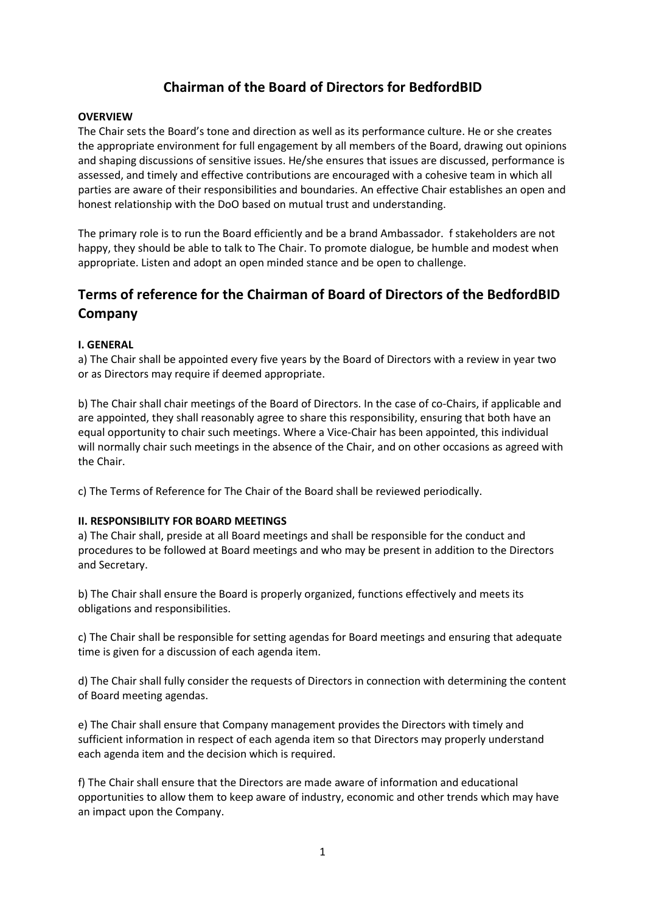# Chairman of the Board of Directors for BedfordBID

**OVERVIEW**

The Chair sets the Board's tone and direction as well as its performance culture. He or she creates the appropriate environment for full engagement by all members of the Board, drawing out opinions and shaping discussions of sensitive issues. He/she ensures that issues are discussed, performance is assessed, and timely and effective contributions are encouraged with a cohesive team in which all parties are aware of their responsibilities and boundaries. An effective Chair establishes an open and honest relationship with the DoO based on mutual trust and understanding.

The primary role is to run the Board efficiently and be a brand Ambassador. f stakeholders are not happy, they should be able to talk to The Chair. To promote dialogue, be humble and modest when appropriate. Listen and adopt an open minded stance and be open to challenge.

## Terms of reference for the Chairman of Board of Directors of the BedfordBID Company

**I. GENERAL**

a) The Chair shall be appointed every five years by the Board of Directors with a review in year two or as Directors may require if deemed appropriate.

b) The Chair shall chair meetings of the Board of Directors. In the case of co-Chairs, if applicable and are appointed, they shall reasonably agree to share this responsibility, ensuring that both have an equal opportunity to chair such meetings. Where a Vice-Chair has been appointed, this individual will normally chair such meetings in the absence of the Chair, and on other occasions as agreed with the Chair.

c) The Terms of Reference for The Chair of the Board shall be reviewed periodically.

**II. RESPONSIBILITY FOR BOARD MEETINGS**

a) The Chair shall, preside at all Board meetings and shall be responsible for the conduct and procedures to be followed at Board meetings and who may be present in addition to the Directors and Secretary.

b) The Chair shall ensure the Board is properly organized, functions effectively and meets its obligations and responsibilities.

c) The Chair shall be responsible for setting agendas for Board meetings and ensuring that adequate time is given for a discussion of each agenda item.

d) The Chair shall fully consider the requests of Directors in connection with determining the content of Board meeting agendas.

e) The Chair shall ensure that Company management provides the Directors with timely and sufficient information in respect of each agenda item so that Directors may properly understand each agenda item and the decision which is required.

f) The Chair shall ensure that the Directors are made aware of information and educational opportunities to allow them to keep aware of industry, economic and other trends which may have an impact upon the Company.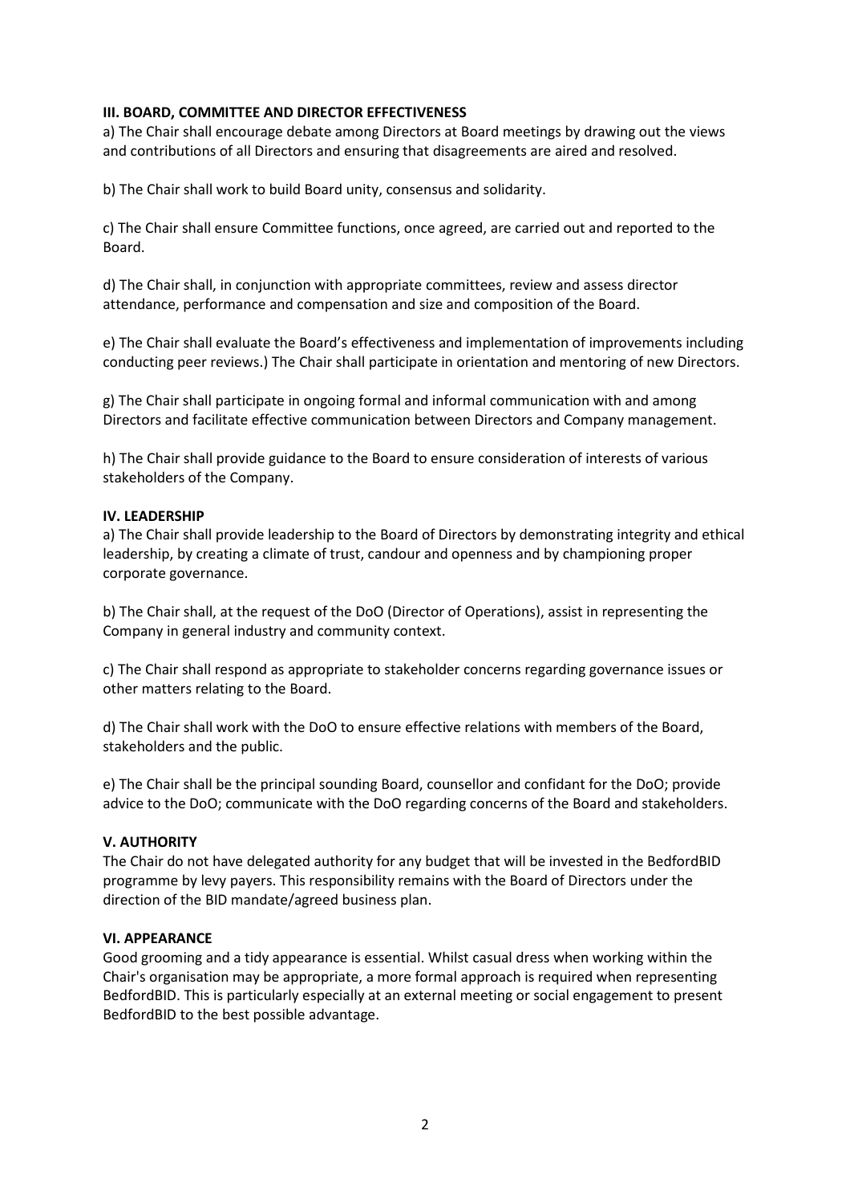**III. BOARD, COMMITTEE AND DIRECTOR EFFECTIVENESS**

a) The Chair shall encourage debate among Directors at Board meetings by drawing out the views and contributions of all Directors and ensuring that disagreements are aired and resolved.

b) The Chair shall work to build Board unity, consensus and solidarity.

c) The Chair shall ensure Committee functions, once agreed, are carried out and reported to the Board.

d) The Chair shall, in conjunction with appropriate committees, review and assess director attendance, performance and compensation and size and composition of the Board.

e) The Chair shall evaluate the Board's effectiveness and implementation of improvements including conducting peer reviews.) The Chair shall participate in orientation and mentoring of new Directors.

g) The Chair shall participate in ongoing formal and informal communication with and among Directors and facilitate effective communication between Directors and Company management.

h) The Chair shall provide guidance to the Board to ensure consideration of interests of various stakeholders of the Company.

**IV. LEADERSHIP**

a) The Chair shall provide leadership to the Board of Directors by demonstrating integrity and ethical leadership, by creating a climate of trust, candour and openness and by championing proper corporate governance.

b) The Chair shall, at the request of the DoO (Director of Operations), assist in representing the Company in general industry and community context.

c) The Chair shall respond as appropriate to stakeholder concerns regarding governance issues or other matters relating to the Board.

d) The Chair shall work with the DoO to ensure effective relations with members of the Board, stakeholders and the public.

e) The Chair shall be the principal sounding Board, counsellor and confidant for the DoO; provide advice to the DoO; communicate with the DoO regarding concerns of the Board and stakeholders.

**V. AUTHORITY**

The Chair do not have delegated authority for any budget that will be invested in the BedfordBID programme by levy payers. This responsibility remains with the Board of Directors under the direction of the BID mandate/agreed business plan.

**VI. APPEARANCE**

Good grooming and a tidy appearance is essential. Whilst casual dress when working within the Chair's organisation may be appropriate, a more formal approach is required when representing BedfordBID. This is particularly especially at an external meeting or social engagement to present BedfordBID to the best possible advantage.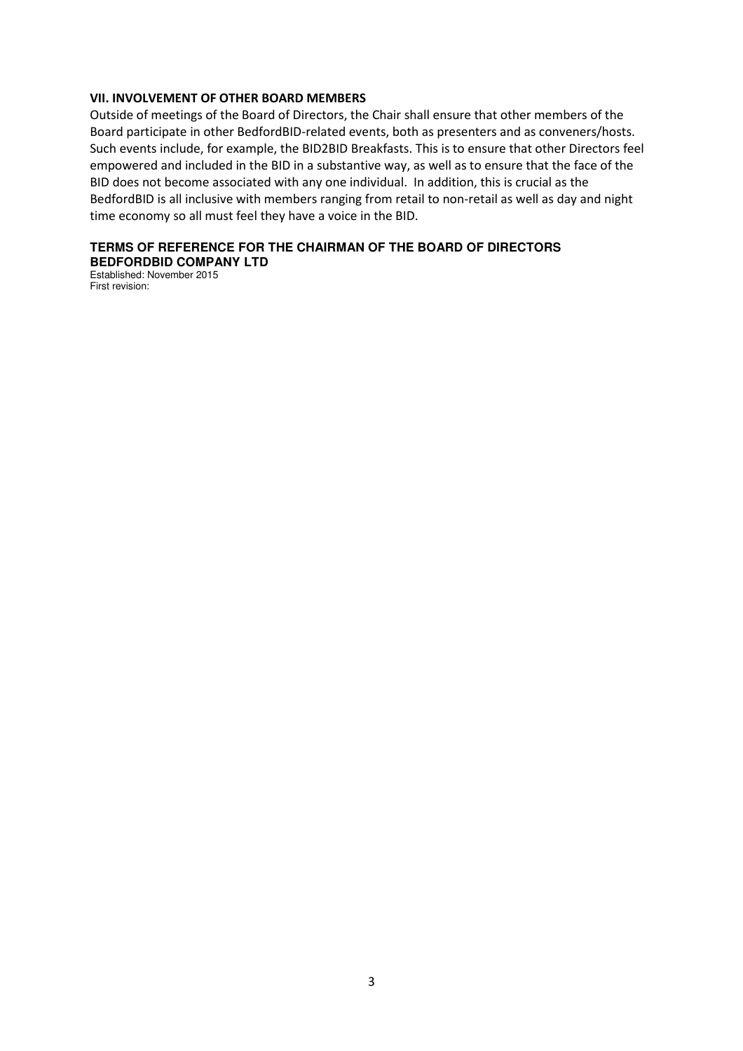### VII. INVOLVEMENT OF OTHER BOARD MEMBERS

Outside of meetings of the Board of Directors, the Chair shall ensure that other members of the Board participate in other BedfordBID-related events, both as presenters and as conveners/hosts. Such events include, for example, the BID2BID Breakfasts. This is to ensure that other Directors feel empowered and included in the BID in a substantive way, as well as to ensure that the face of the BID does not become associated with any one individual. In addition, this is crucial as the BedfordBID is all inclusive with members ranging from retail to non-retail as well as day and night time economy so all must feel they have a voice in the BID.

**TERMS OF REFERENCE FOR THE CHAIRMAN OF THE BOARD OF DIRECTORS**
**BEDFORDBID COMPANY LTD**
Established: November 2015
First revision: